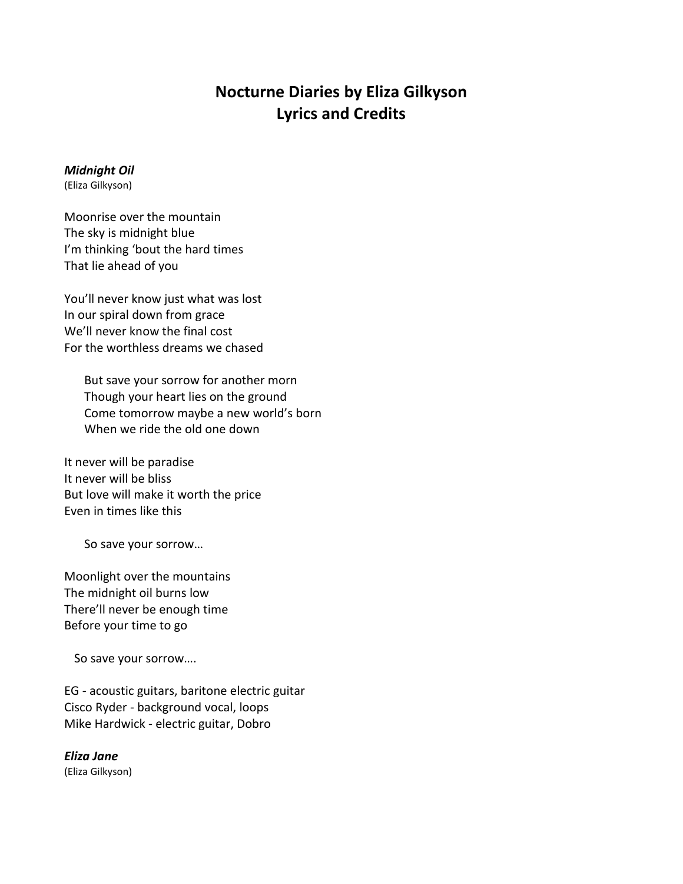# Nocturne Diaries by Eliza Gilkyson
# Lyrics and Credits

***Midnight Oil***
(Eliza Gilkyson)

Moonrise over the mountain
The sky is midnight blue
I'm thinking 'bout the hard times
That lie ahead of you

You'll never know just what was lost
In our spiral down from grace
We'll never know the final cost
For the worthless dreams we chased

> But save your sorrow for another morn
> Though your heart lies on the ground
> Come tomorrow maybe a new world's born
> When we ride the old one down

It never will be paradise
It never will be bliss
But love will make it worth the price
Even in times like this

> So save your sorrow…

Moonlight over the mountains
The midnight oil burns low
There'll never be enough time
Before your time to go

> So save your sorrow….

EG - acoustic guitars, baritone electric guitar
Cisco Ryder - background vocal, loops
Mike Hardwick - electric guitar, Dobro

***Eliza Jane***
(Eliza Gilkyson)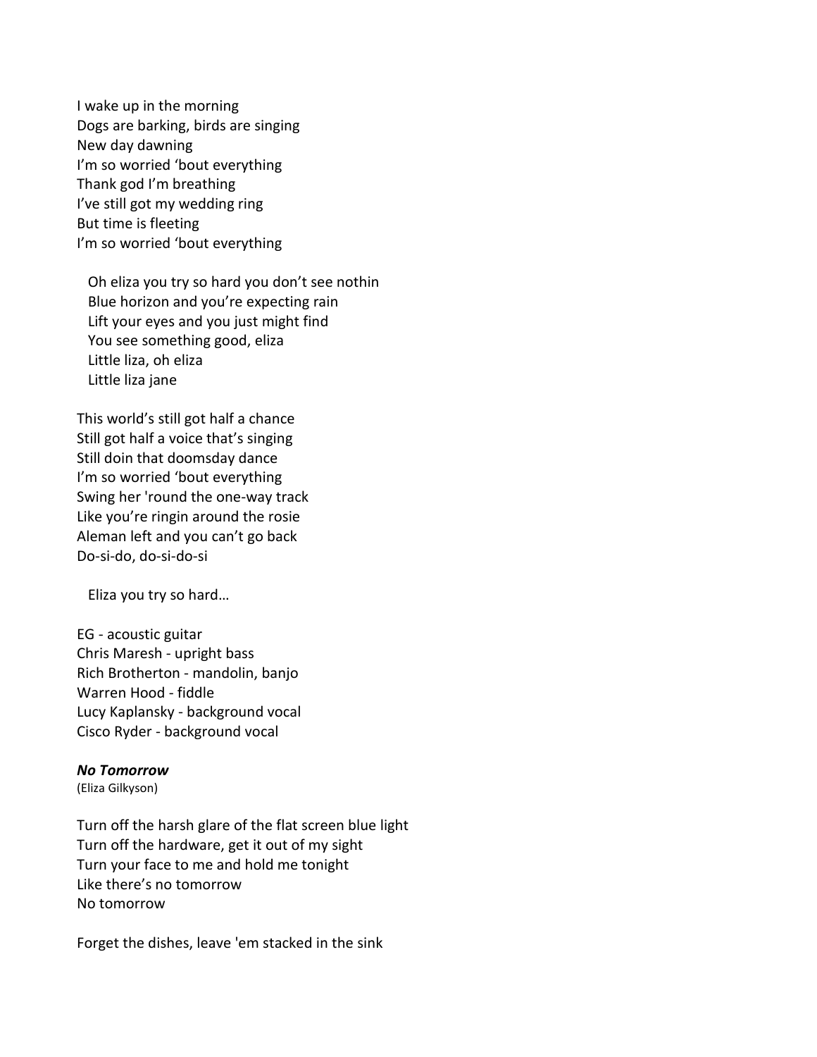I wake up in the morning
Dogs are barking, birds are singing
New day dawning
I'm so worried 'bout everything
Thank god I'm breathing
I've still got my wedding ring
But time is fleeting
I'm so worried 'bout everything

  Oh eliza you try so hard you don't see nothin
  Blue horizon and you're expecting rain
  Lift your eyes and you just might find
  You see something good, eliza
  Little liza, oh eliza
  Little liza jane

This world's still got half a chance
Still got half a voice that's singing
Still doin that doomsday dance
I'm so worried 'bout everything
Swing her 'round the one-way track
Like you're ringin around the rosie
Aleman left and you can't go back
Do-si-do, do-si-do-si

  Eliza you try so hard…

EG - acoustic guitar
Chris Maresh - upright bass
Rich Brotherton - mandolin, banjo
Warren Hood - fiddle
Lucy Kaplansky - background vocal
Cisco Ryder - background vocal

***No Tomorrow***
(Eliza Gilkyson)

Turn off the harsh glare of the flat screen blue light
Turn off the hardware, get it out of my sight
Turn your face to me and hold me tonight
Like there's no tomorrow
No tomorrow

Forget the dishes, leave 'em stacked in the sink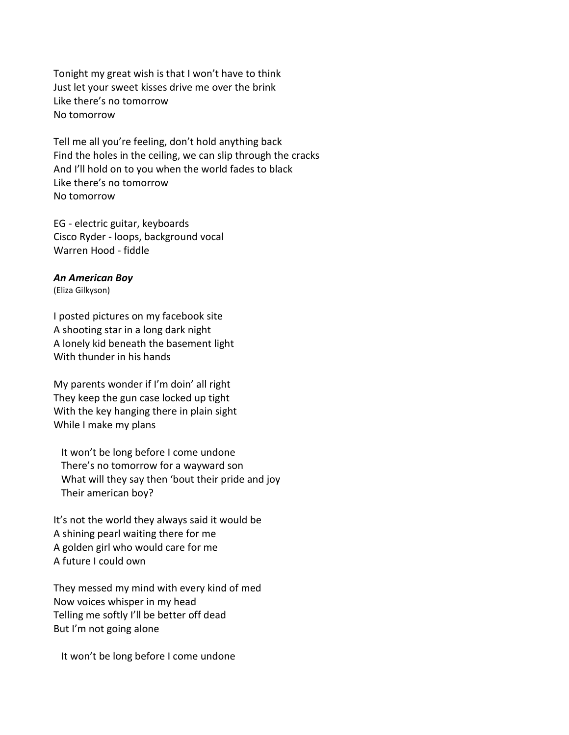Tonight my great wish is that I won't have to think
Just let your sweet kisses drive me over the brink
Like there's no tomorrow
No tomorrow

Tell me all you're feeling, don't hold anything back
Find the holes in the ceiling, we can slip through the cracks
And I'll hold on to you when the world fades to black
Like there's no tomorrow
No tomorrow

EG - electric guitar, keyboards
Cisco Ryder - loops, background vocal
Warren Hood - fiddle

***An American Boy***
(Eliza Gilkyson)

I posted pictures on my facebook site
A shooting star in a long dark night
A lonely kid beneath the basement light
With thunder in his hands

My parents wonder if I'm doin' all right
They keep the gun case locked up tight
With the key hanging there in plain sight
While I make my plans

It won't be long before I come undone
There's no tomorrow for a wayward son
What will they say then 'bout their pride and joy
Their american boy?

It's not the world they always said it would be
A shining pearl waiting there for me
A golden girl who would care for me
A future I could own

They messed my mind with every kind of med
Now voices whisper in my head
Telling me softly I'll be better off dead
But I'm not going alone

It won't be long before I come undone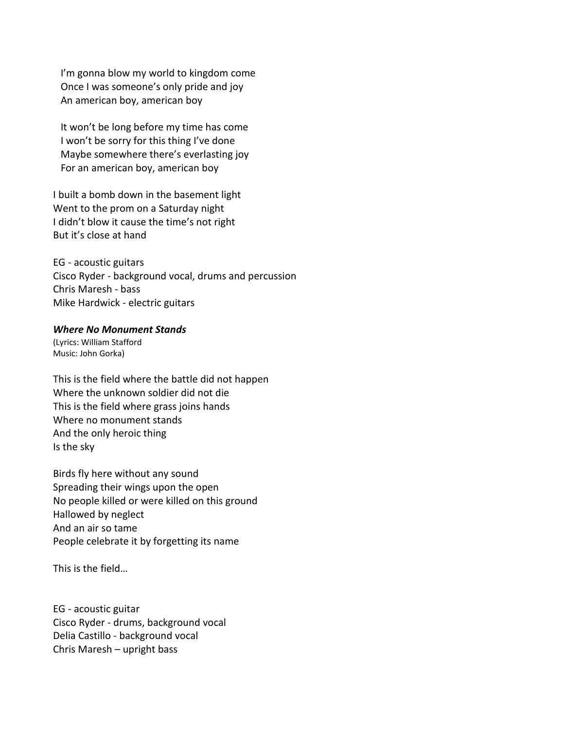I'm gonna blow my world to kingdom come
Once I was someone's only pride and joy
An american boy, american boy

It won't be long before my time has come
I won't be sorry for this thing I've done
Maybe somewhere there's everlasting joy
For an american boy, american boy

I built a bomb down in the basement light
Went to the prom on a Saturday night
I didn't blow it cause the time's not right
But it's close at hand

EG - acoustic guitars
Cisco Ryder - background vocal, drums and percussion
Chris Maresh - bass
Mike Hardwick - electric guitars

***Where No Monument Stands***

(Lyrics: William Stafford
Music: John Gorka)

This is the field where the battle did not happen
Where the unknown soldier did not die
This is the field where grass joins hands
Where no monument stands
And the only heroic thing
Is the sky

Birds fly here without any sound
Spreading their wings upon the open
No people killed or were killed on this ground
Hallowed by neglect
And an air so tame
People celebrate it by forgetting its name

This is the field…

EG - acoustic guitar
Cisco Ryder - drums, background vocal
Delia Castillo - background vocal
Chris Maresh – upright bass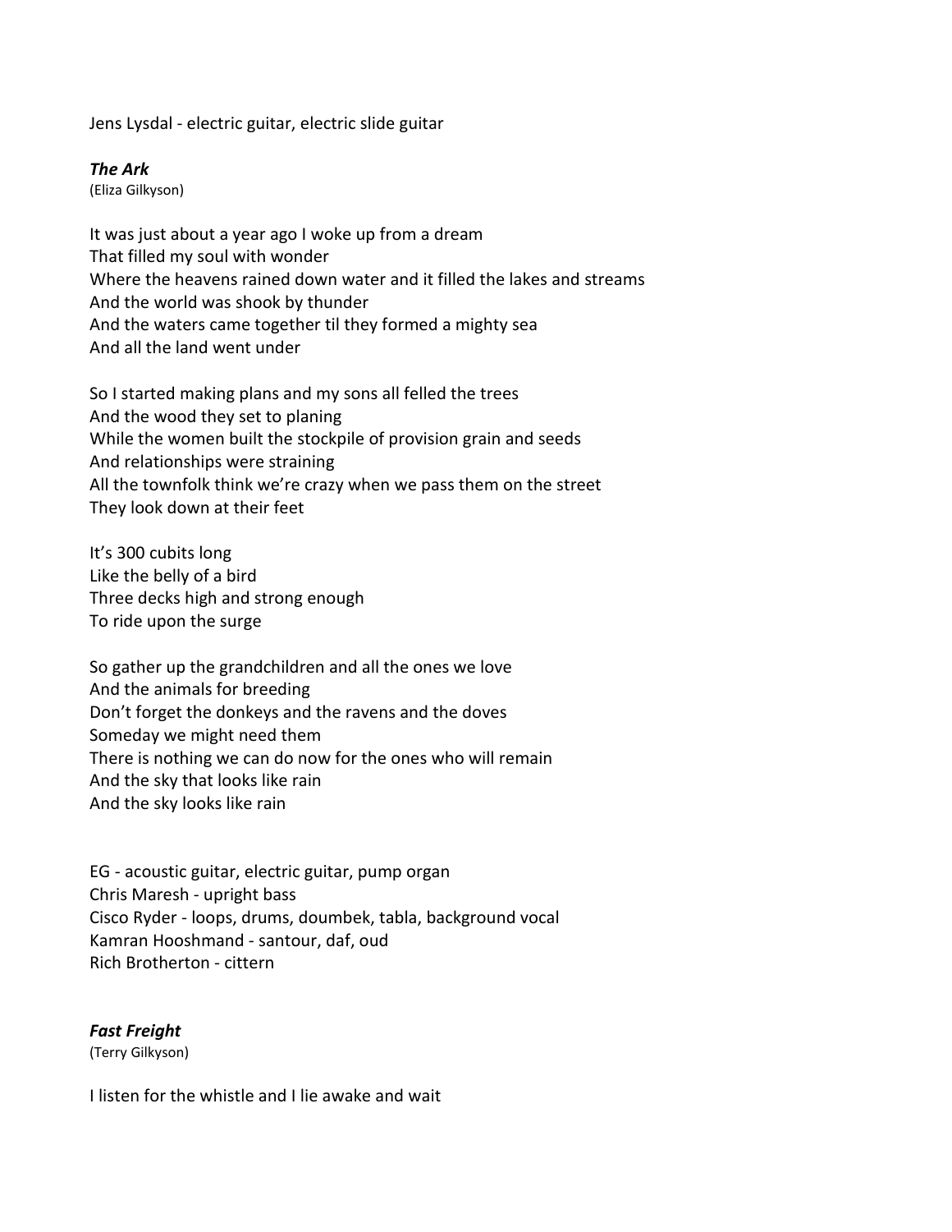Jens Lysdal - electric guitar, electric slide guitar

***The Ark***
(Eliza Gilkyson)

It was just about a year ago I woke up from a dream
That filled my soul with wonder
Where the heavens rained down water and it filled the lakes and streams
And the world was shook by thunder
And the waters came together til they formed a mighty sea
And all the land went under

So I started making plans and my sons all felled the trees
And the wood they set to planing
While the women built the stockpile of provision grain and seeds
And relationships were straining
All the townfolk think we're crazy when we pass them on the street
They look down at their feet

It's 300 cubits long
Like the belly of a bird
Three decks high and strong enough
To ride upon the surge

So gather up the grandchildren and all the ones we love
And the animals for breeding
Don't forget the donkeys and the ravens and the doves
Someday we might need them
There is nothing we can do now for the ones who will remain
And the sky that looks like rain
And the sky looks like rain

EG - acoustic guitar, electric guitar, pump organ
Chris Maresh - upright bass
Cisco Ryder - loops, drums, doumbek, tabla, background vocal
Kamran Hooshmand - santour, daf, oud
Rich Brotherton - cittern

***Fast Freight***
(Terry Gilkyson)

I listen for the whistle and I lie awake and wait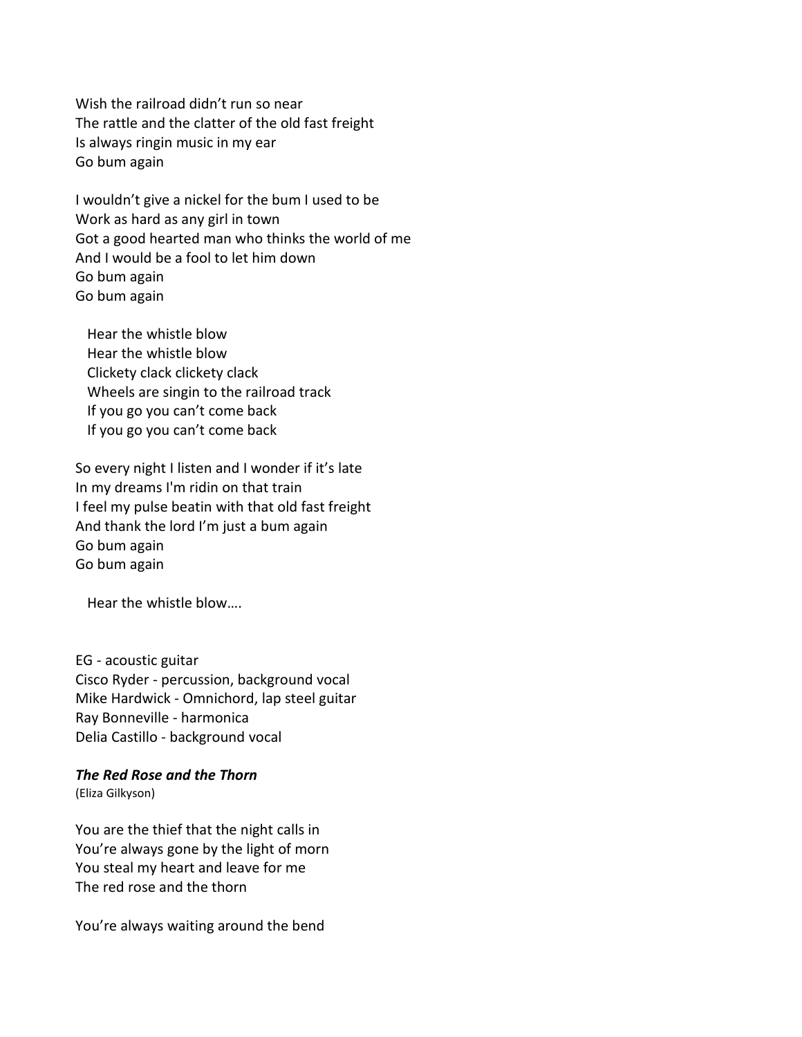Wish the railroad didn't run so near
The rattle and the clatter of the old fast freight
Is always ringin music in my ear
Go bum again

I wouldn't give a nickel for the bum I used to be
Work as hard as any girl in town
Got a good hearted man who thinks the world of me
And I would be a fool to let him down
Go bum again
Go bum again

> Hear the whistle blow
> Hear the whistle blow
> Clickety clack clickety clack
> Wheels are singin to the railroad track
> If you go you can't come back
> If you go you can't come back

So every night I listen and I wonder if it's late
In my dreams I'm ridin on that train
I feel my pulse beatin with that old fast freight
And thank the lord I'm just a bum again
Go bum again
Go bum again

> Hear the whistle blow….

EG - acoustic guitar
Cisco Ryder - percussion, background vocal
Mike Hardwick - Omnichord, lap steel guitar
Ray Bonneville - harmonica
Delia Castillo - background vocal

***The Red Rose and the Thorn***
(Eliza Gilkyson)

You are the thief that the night calls in
You're always gone by the light of morn
You steal my heart and leave for me
The red rose and the thorn

You're always waiting around the bend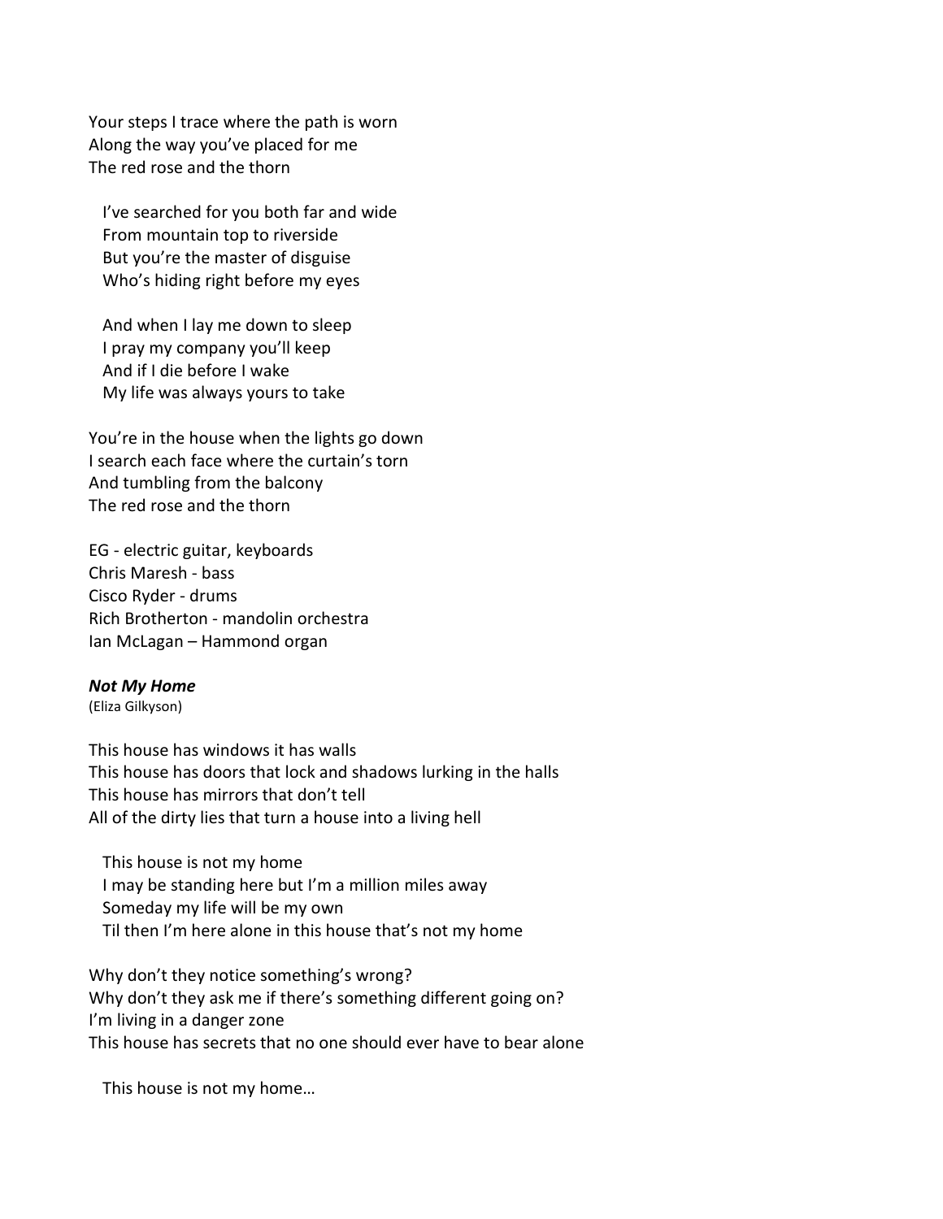Your steps I trace where the path is worn
Along the way you've placed for me
The red rose and the thorn

 I've searched for you both far and wide
 From mountain top to riverside
 But you're the master of disguise
 Who's hiding right before my eyes

 And when I lay me down to sleep
 I pray my company you'll keep
 And if I die before I wake
 My life was always yours to take

You're in the house when the lights go down
I search each face where the curtain's torn
And tumbling from the balcony
The red rose and the thorn

EG - electric guitar, keyboards
Chris Maresh - bass
Cisco Ryder - drums
Rich Brotherton - mandolin orchestra
Ian McLagan – Hammond organ

***Not My Home***
(Eliza Gilkyson)

This house has windows it has walls
This house has doors that lock and shadows lurking in the halls
This house has mirrors that don't tell
All of the dirty lies that turn a house into a living hell

 This house is not my home
 I may be standing here but I'm a million miles away
 Someday my life will be my own
 Til then I'm here alone in this house that's not my home

Why don't they notice something's wrong?
Why don't they ask me if there's something different going on?
I'm living in a danger zone
This house has secrets that no one should ever have to bear alone

 This house is not my home…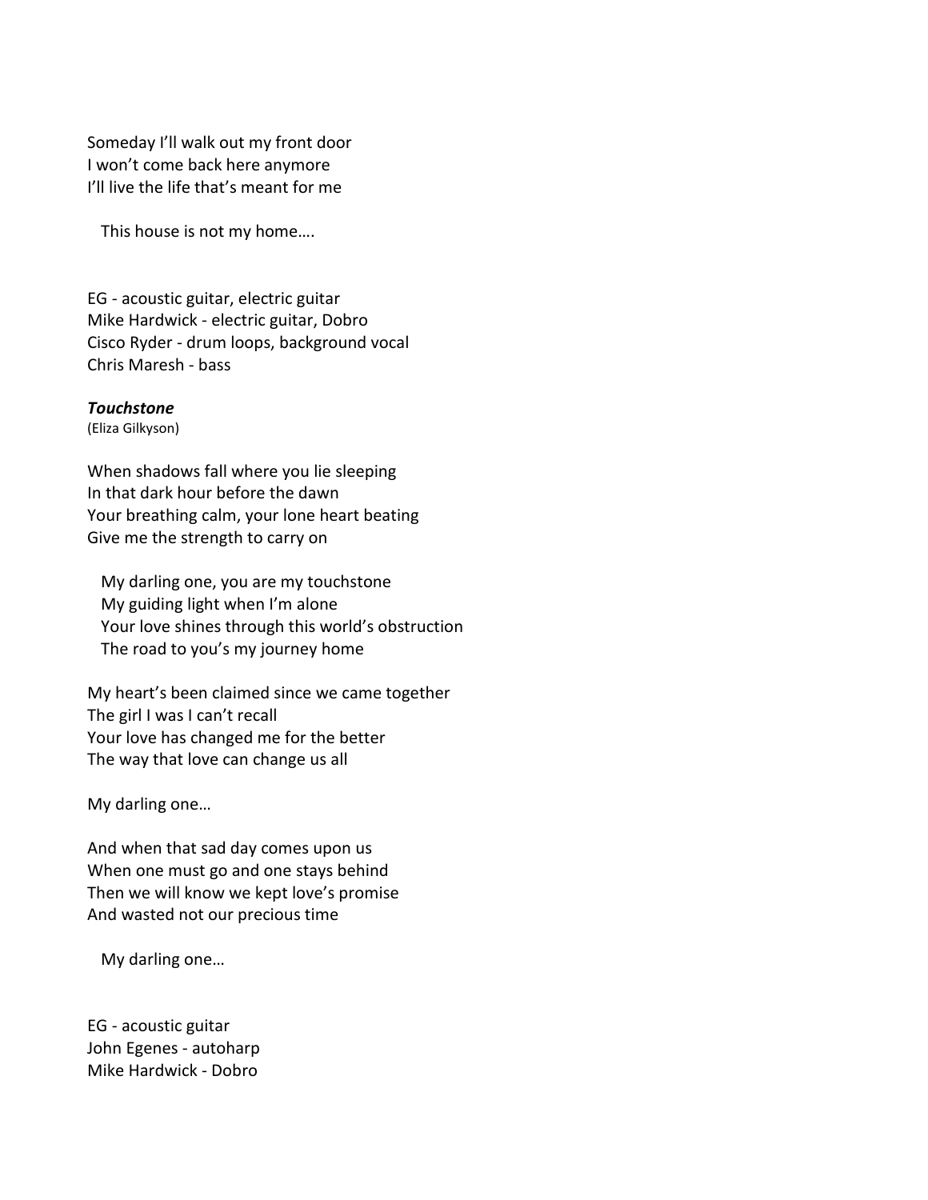Someday I'll walk out my front door
I won't come back here anymore
I'll live the life that's meant for me

   This house is not my home….

EG - acoustic guitar, electric guitar
Mike Hardwick - electric guitar, Dobro
Cisco Ryder - drum loops, background vocal
Chris Maresh - bass

***Touchstone***
(Eliza Gilkyson)

When shadows fall where you lie sleeping
In that dark hour before the dawn
Your breathing calm, your lone heart beating
Give me the strength to carry on

   My darling one, you are my touchstone
   My guiding light when I'm alone
   Your love shines through this world's obstruction
   The road to you's my journey home

My heart's been claimed since we came together
The girl I was I can't recall
Your love has changed me for the better
The way that love can change us all

My darling one…

And when that sad day comes upon us
When one must go and one stays behind
Then we will know we kept love's promise
And wasted not our precious time

   My darling one…

EG - acoustic guitar
John Egenes - autoharp
Mike Hardwick - Dobro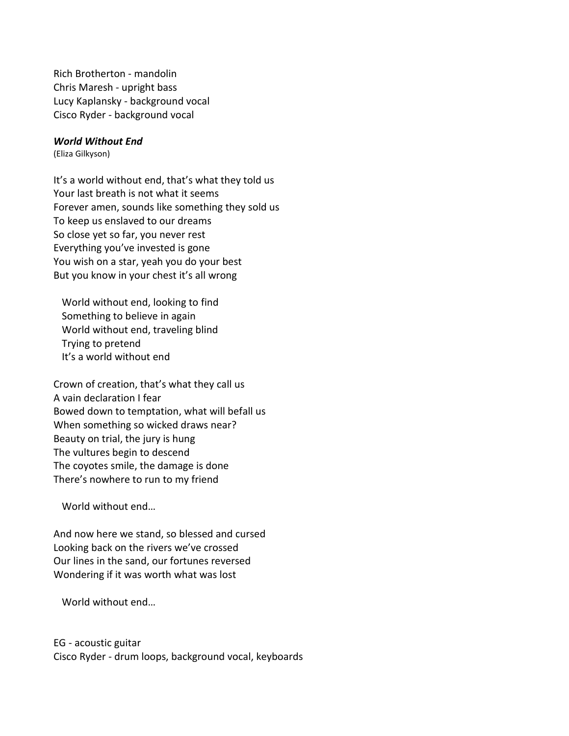Rich Brotherton - mandolin
Chris Maresh - upright bass
Lucy Kaplansky - background vocal
Cisco Ryder - background vocal

***World Without End***
(Eliza Gilkyson)

It's a world without end, that's what they told us
Your last breath is not what it seems
Forever amen, sounds like something they sold us
To keep us enslaved to our dreams
So close yet so far, you never rest
Everything you've invested is gone
You wish on a star, yeah you do your best
But you know in your chest it's all wrong

World without end, looking to find
Something to believe in again
World without end, traveling blind
Trying to pretend
It's a world without end

Crown of creation, that's what they call us
A vain declaration I fear
Bowed down to temptation, what will befall us
When something so wicked draws near?
Beauty on trial, the jury is hung
The vultures begin to descend
The coyotes smile, the damage is done
There's nowhere to run to my friend

World without end…

And now here we stand, so blessed and cursed
Looking back on the rivers we've crossed
Our lines in the sand, our fortunes reversed
Wondering if it was worth what was lost

World without end…

EG - acoustic guitar
Cisco Ryder - drum loops, background vocal, keyboards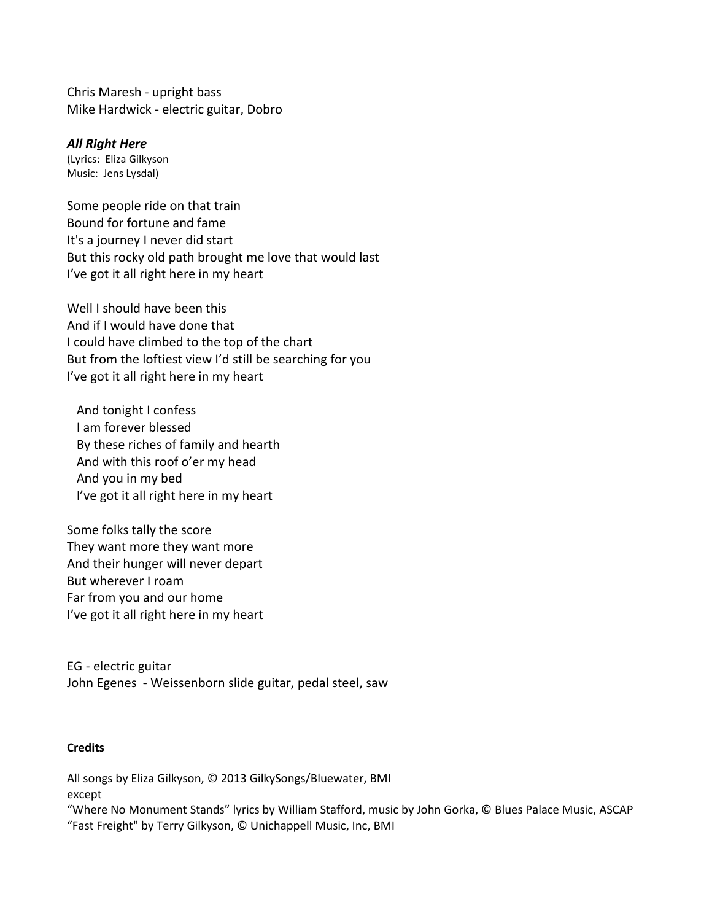Chris Maresh - upright bass
Mike Hardwick - electric guitar, Dobro

### ***All Right Here***

(Lyrics: Eliza Gilkyson
Music: Jens Lysdal)

Some people ride on that train
Bound for fortune and fame
It's a journey I never did start
But this rocky old path brought me love that would last
I've got it all right here in my heart

Well I should have been this
And if I would have done that
I could have climbed to the top of the chart
But from the loftiest view I'd still be searching for you
I've got it all right here in my heart

And tonight I confess
I am forever blessed
By these riches of family and hearth
And with this roof o'er my head
And you in my bed
I've got it all right here in my heart

Some folks tally the score
They want more they want more
And their hunger will never depart
But wherever I roam
Far from you and our home
I've got it all right here in my heart

EG - electric guitar
John Egenes - Weissenborn slide guitar, pedal steel, saw

**Credits**

All songs by Eliza Gilkyson, © 2013 GilkySongs/Bluewater, BMI
except
"Where No Monument Stands" lyrics by William Stafford, music by John Gorka, © Blues Palace Music, ASCAP
"Fast Freight" by Terry Gilkyson, © Unichappell Music, Inc, BMI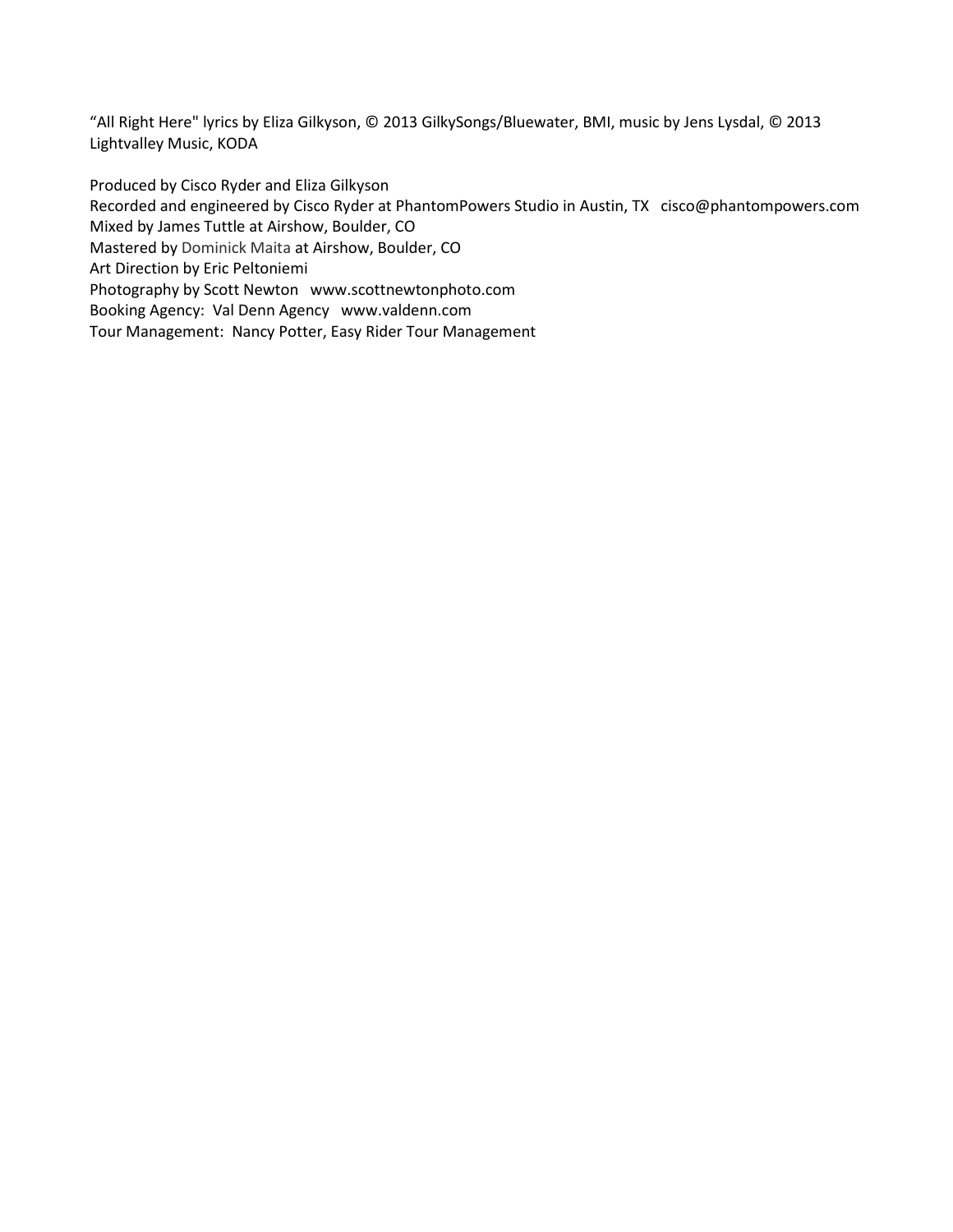"All Right Here" lyrics by Eliza Gilkyson, © 2013 GilkySongs/Bluewater, BMI, music by Jens Lysdal, © 2013 Lightvalley Music, KODA

Produced by Cisco Ryder and Eliza Gilkyson
Recorded and engineered by Cisco Ryder at PhantomPowers Studio in Austin, TX   cisco@phantompowers.com
Mixed by James Tuttle at Airshow, Boulder, CO
Mastered by Dominick Maita at Airshow, Boulder, CO
Art Direction by Eric Peltoniemi
Photography by Scott Newton   www.scottnewtonphoto.com
Booking Agency:  Val Denn Agency   www.valdenn.com
Tour Management:  Nancy Potter, Easy Rider Tour Management